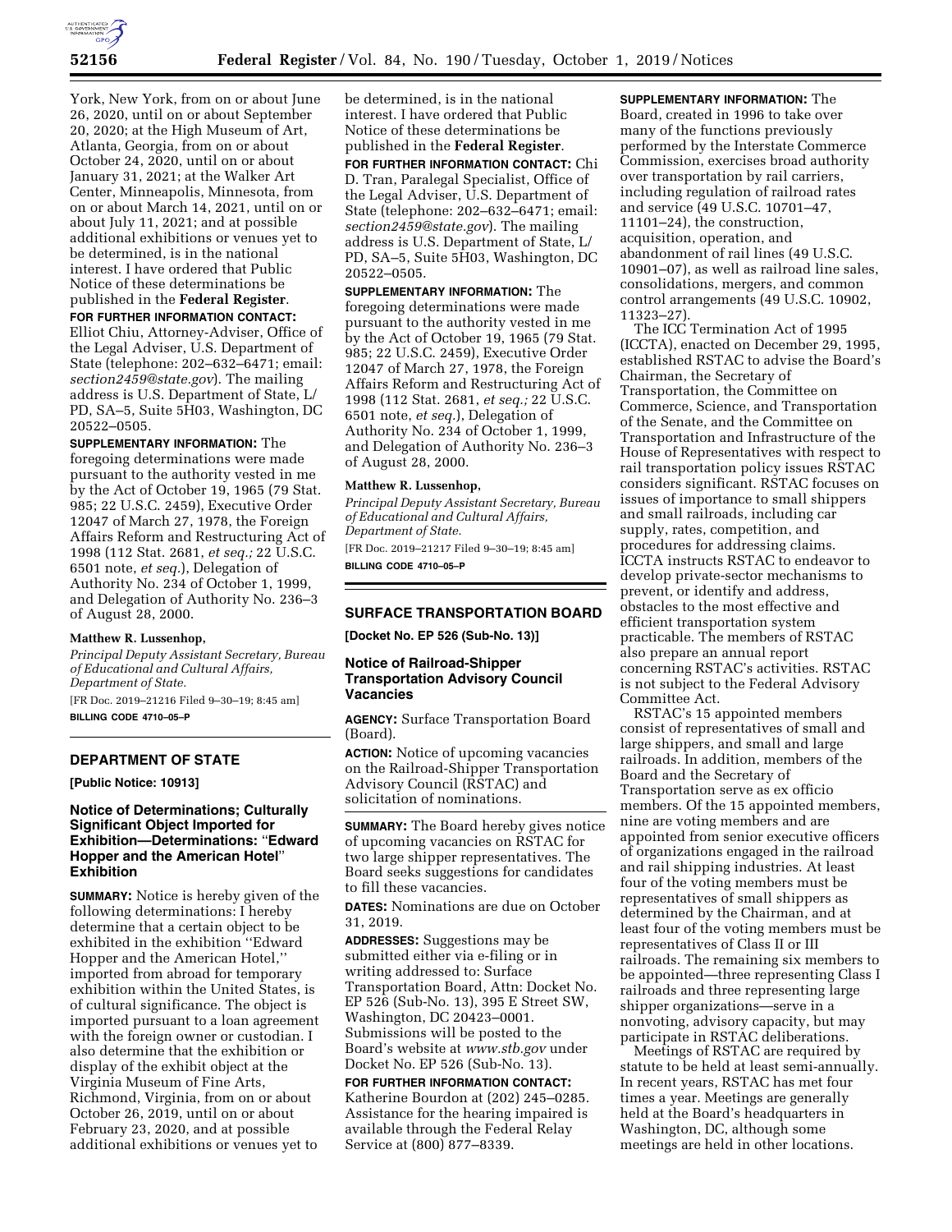York, New York, from on or about June 26, 2020, until on or about September 20, 2020; at the High Museum of Art, Atlanta, Georgia, from on or about October 24, 2020, until on or about January 31, 2021; at the Walker Art Center, Minneapolis, Minnesota, from on or about March 14, 2021, until on or about July 11, 2021; and at possible additional exhibitions or venues yet to be determined, is in the national interest. I have ordered that Public Notice of these determinations be published in the **Federal Register**.

**FOR FURTHER INFORMATION CONTACT:** Elliot Chiu, Attorney-Adviser, Office of the Legal Adviser, U.S. Department of State (telephone: 202–632–6471; email: *section2459@state.gov*). The mailing address is U.S. Department of State, L/PD, SA–5, Suite 5H03, Washington, DC 20522–0505.

**SUPPLEMENTARY INFORMATION:** The foregoing determinations were made pursuant to the authority vested in me by the Act of October 19, 1965 (79 Stat. 985; 22 U.S.C. 2459), Executive Order 12047 of March 27, 1978, the Foreign Affairs Reform and Restructuring Act of 1998 (112 Stat. 2681, *et seq.;* 22 U.S.C. 6501 note, *et seq.*), Delegation of Authority No. 234 of October 1, 1999, and Delegation of Authority No. 236–3 of August 28, 2000.

**Matthew R. Lussenhop,**

*Principal Deputy Assistant Secretary, Bureau of Educational and Cultural Affairs, Department of State.*

[FR Doc. 2019–21216 Filed 9–30–19; 8:45 am]

**BILLING CODE 4710–05–P**

## DEPARTMENT OF STATE

**[Public Notice: 10913]**

### Notice of Determinations; Culturally Significant Object Imported for Exhibition—Determinations: "Edward Hopper and the American Hotel" Exhibition

**SUMMARY:** Notice is hereby given of the following determinations: I hereby determine that a certain object to be exhibited in the exhibition "Edward Hopper and the American Hotel," imported from abroad for temporary exhibition within the United States, is of cultural significance. The object is imported pursuant to a loan agreement with the foreign owner or custodian. I also determine that the exhibition or display of the exhibit object at the Virginia Museum of Fine Arts, Richmond, Virginia, from on or about October 26, 2019, until on or about February 23, 2020, and at possible additional exhibitions or venues yet to be determined, is in the national interest. I have ordered that Public Notice of these determinations be published in the **Federal Register**.

**FOR FURTHER INFORMATION CONTACT:** Chi D. Tran, Paralegal Specialist, Office of the Legal Adviser, U.S. Department of State (telephone: 202–632–6471; email: *section2459@state.gov*). The mailing address is U.S. Department of State, L/PD, SA–5, Suite 5H03, Washington, DC 20522–0505.

**SUPPLEMENTARY INFORMATION:** The foregoing determinations were made pursuant to the authority vested in me by the Act of October 19, 1965 (79 Stat. 985; 22 U.S.C. 2459), Executive Order 12047 of March 27, 1978, the Foreign Affairs Reform and Restructuring Act of 1998 (112 Stat. 2681, *et seq.;* 22 U.S.C. 6501 note, *et seq.*), Delegation of Authority No. 234 of October 1, 1999, and Delegation of Authority No. 236–3 of August 28, 2000.

**Matthew R. Lussenhop,**

*Principal Deputy Assistant Secretary, Bureau of Educational and Cultural Affairs, Department of State.*

[FR Doc. 2019–21217 Filed 9–30–19; 8:45 am]

**BILLING CODE 4710–05–P**

## SURFACE TRANSPORTATION BOARD

**[Docket No. EP 526 (Sub-No. 13)]**

### Notice of Railroad-Shipper Transportation Advisory Council Vacancies

**AGENCY:** Surface Transportation Board (Board).

**ACTION:** Notice of upcoming vacancies on the Railroad-Shipper Transportation Advisory Council (RSTAC) and solicitation of nominations.

**SUMMARY:** The Board hereby gives notice of upcoming vacancies on RSTAC for two large shipper representatives. The Board seeks suggestions for candidates to fill these vacancies.

**DATES:** Nominations are due on October 31, 2019.

**ADDRESSES:** Suggestions may be submitted either via e-filing or in writing addressed to: Surface Transportation Board, Attn: Docket No. EP 526 (Sub-No. 13), 395 E Street SW, Washington, DC 20423–0001. Submissions will be posted to the Board's website at *www.stb.gov* under Docket No. EP 526 (Sub-No. 13).

**FOR FURTHER INFORMATION CONTACT:** Katherine Bourdon at (202) 245–0285. Assistance for the hearing impaired is available through the Federal Relay Service at (800) 877–8339.

**SUPPLEMENTARY INFORMATION:** The Board, created in 1996 to take over many of the functions previously performed by the Interstate Commerce Commission, exercises broad authority over transportation by rail carriers, including regulation of railroad rates and service (49 U.S.C. 10701–47, 11101–24), the construction, acquisition, operation, and abandonment of rail lines (49 U.S.C. 10901–07), as well as railroad line sales, consolidations, mergers, and common control arrangements (49 U.S.C. 10902, 11323–27).

The ICC Termination Act of 1995 (ICCTA), enacted on December 29, 1995, established RSTAC to advise the Board's Chairman, the Secretary of Transportation, the Committee on Commerce, Science, and Transportation of the Senate, and the Committee on Transportation and Infrastructure of the House of Representatives with respect to rail transportation policy issues RSTAC considers significant. RSTAC focuses on issues of importance to small shippers and small railroads, including car supply, rates, competition, and procedures for addressing claims. ICCTA instructs RSTAC to endeavor to develop private-sector mechanisms to prevent, or identify and address, obstacles to the most effective and efficient transportation system practicable. The members of RSTAC also prepare an annual report concerning RSTAC's activities. RSTAC is not subject to the Federal Advisory Committee Act.

RSTAC's 15 appointed members consist of representatives of small and large shippers, and small and large railroads. In addition, members of the Board and the Secretary of Transportation serve as ex officio members. Of the 15 appointed members, nine are voting members and are appointed from senior executive officers of organizations engaged in the railroad and rail shipping industries. At least four of the voting members must be representatives of small shippers as determined by the Chairman, and at least four of the voting members must be representatives of Class II or III railroads. The remaining six members to be appointed—three representing Class I railroads and three representing large shipper organizations—serve in a nonvoting, advisory capacity, but may participate in RSTAC deliberations.

Meetings of RSTAC are required by statute to be held at least semi-annually. In recent years, RSTAC has met four times a year. Meetings are generally held at the Board's headquarters in Washington, DC, although some meetings are held in other locations.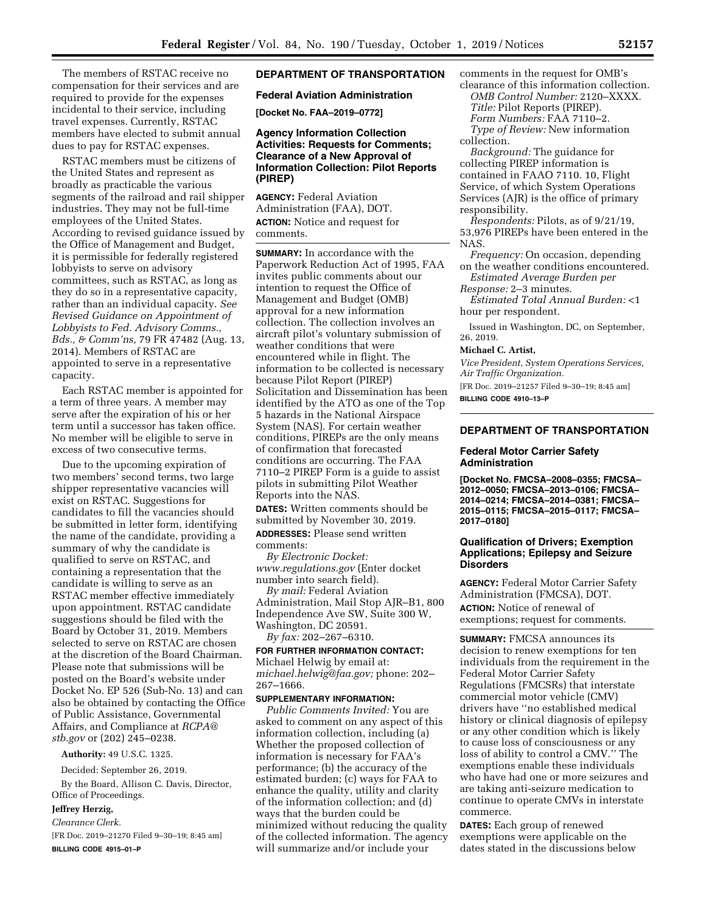The members of RSTAC receive no compensation for their services and are required to provide for the expenses incidental to their service, including travel expenses. Currently, RSTAC members have elected to submit annual dues to pay for RSTAC expenses.

RSTAC members must be citizens of the United States and represent as broadly as practicable the various segments of the railroad and rail shipper industries. They may not be full-time employees of the United States. According to revised guidance issued by the Office of Management and Budget, it is permissible for federally registered lobbyists to serve on advisory committees, such as RSTAC, as long as they do so in a representative capacity, rather than an individual capacity. *See Revised Guidance on Appointment of Lobbyists to Fed. Advisory Comms., Bds., & Comm'ns,* 79 FR 47482 (Aug. 13, 2014). Members of RSTAC are appointed to serve in a representative capacity.

Each RSTAC member is appointed for a term of three years. A member may serve after the expiration of his or her term until a successor has taken office. No member will be eligible to serve in excess of two consecutive terms.

Due to the upcoming expiration of two members' second terms, two large shipper representative vacancies will exist on RSTAC. Suggestions for candidates to fill the vacancies should be submitted in letter form, identifying the name of the candidate, providing a summary of why the candidate is qualified to serve on RSTAC, and containing a representation that the candidate is willing to serve as an RSTAC member effective immediately upon appointment. RSTAC candidate suggestions should be filed with the Board by October 31, 2019. Members selected to serve on RSTAC are chosen at the discretion of the Board Chairman. Please note that submissions will be posted on the Board's website under Docket No. EP 526 (Sub-No. 13) and can also be obtained by contacting the Office of Public Assistance, Governmental Affairs, and Compliance at *RCPA@stb.gov* or (202) 245–0238.

**Authority:** 49 U.S.C. 1325.

Decided: September 26, 2019.

By the Board, Allison C. Davis, Director, Office of Proceedings.

**Jeffrey Herzig,**

*Clearance Clerk.*

[FR Doc. 2019–21270 Filed 9–30–19; 8:45 am]

**BILLING CODE 4915–01–P**

## DEPARTMENT OF TRANSPORTATION

### Federal Aviation Administration

**[Docket No. FAA–2019–0772]**

### Agency Information Collection Activities: Requests for Comments; Clearance of a New Approval of Information Collection: Pilot Reports (PIREP)

**AGENCY:** Federal Aviation Administration (FAA), DOT.

**ACTION:** Notice and request for comments.

**SUMMARY:** In accordance with the Paperwork Reduction Act of 1995, FAA invites public comments about our intention to request the Office of Management and Budget (OMB) approval for a new information collection. The collection involves an aircraft pilot's voluntary submission of weather conditions that were encountered while in flight. The information to be collected is necessary because Pilot Report (PIREP) Solicitation and Dissemination has been identified by the ATO as one of the Top 5 hazards in the National Airspace System (NAS). For certain weather conditions, PIREPs are the only means of confirmation that forecasted conditions are occurring. The FAA 7110–2 PIREP Form is a guide to assist pilots in submitting Pilot Weather Reports into the NAS.

**DATES:** Written comments should be submitted by November 30, 2019.

**ADDRESSES:** Please send written comments:

*By Electronic Docket: www.regulations.gov* (Enter docket number into search field).

*By mail:* Federal Aviation Administration, Mail Stop AJR–B1, 800 Independence Ave SW, Suite 300 W, Washington, DC 20591.

*By fax:* 202–267–6310.

**FOR FURTHER INFORMATION CONTACT:** Michael Helwig by email at: *michael.helwig@faa.gov;* phone: 202–267–1666.

**SUPPLEMENTARY INFORMATION:**

*Public Comments Invited:* You are asked to comment on any aspect of this information collection, including (a) Whether the proposed collection of information is necessary for FAA's performance; (b) the accuracy of the estimated burden; (c) ways for FAA to enhance the quality, utility and clarity of the information collection; and (d) ways that the burden could be minimized without reducing the quality of the collected information. The agency will summarize and/or include your comments in the request for OMB's clearance of this information collection.

*OMB Control Number:* 2120–XXXX.

*Title:* Pilot Reports (PIREP).

*Form Numbers:* FAA 7110–2.

*Type of Review:* New information collection.

*Background:* The guidance for collecting PIREP information is contained in FAAO 7110. 10, Flight Service, of which System Operations Services (AJR) is the office of primary responsibility.

*Respondents:* Pilots, as of 9/21/19, 53,976 PIREPs have been entered in the NAS.

*Frequency:* On occasion, depending on the weather conditions encountered.

*Estimated Average Burden per Response:* 2–3 minutes.

*Estimated Total Annual Burden:* <1 hour per respondent.

Issued in Washington, DC, on September, 26, 2019.

**Michael C. Artist,**

*Vice President, System Operations Services, Air Traffic Organization.*

[FR Doc. 2019–21257 Filed 9–30–19; 8:45 am]

**BILLING CODE 4910–13–P**

## DEPARTMENT OF TRANSPORTATION

### Federal Motor Carrier Safety Administration

**[Docket No. FMCSA–2008–0355; FMCSA–2012–0050; FMCSA–2013–0106; FMCSA–2014–0214; FMCSA–2014–0381; FMCSA–2015–0115; FMCSA–2015–0117; FMCSA–2017–0180]**

### Qualification of Drivers; Exemption Applications; Epilepsy and Seizure Disorders

**AGENCY:** Federal Motor Carrier Safety Administration (FMCSA), DOT.

**ACTION:** Notice of renewal of exemptions; request for comments.

**SUMMARY:** FMCSA announces its decision to renew exemptions for ten individuals from the requirement in the Federal Motor Carrier Safety Regulations (FMCSRs) that interstate commercial motor vehicle (CMV) drivers have ''no established medical history or clinical diagnosis of epilepsy or any other condition which is likely to cause loss of consciousness or any loss of ability to control a CMV.'' The exemptions enable these individuals who have had one or more seizures and are taking anti-seizure medication to continue to operate CMVs in interstate commerce.

**DATES:** Each group of renewed exemptions were applicable on the dates stated in the discussions below